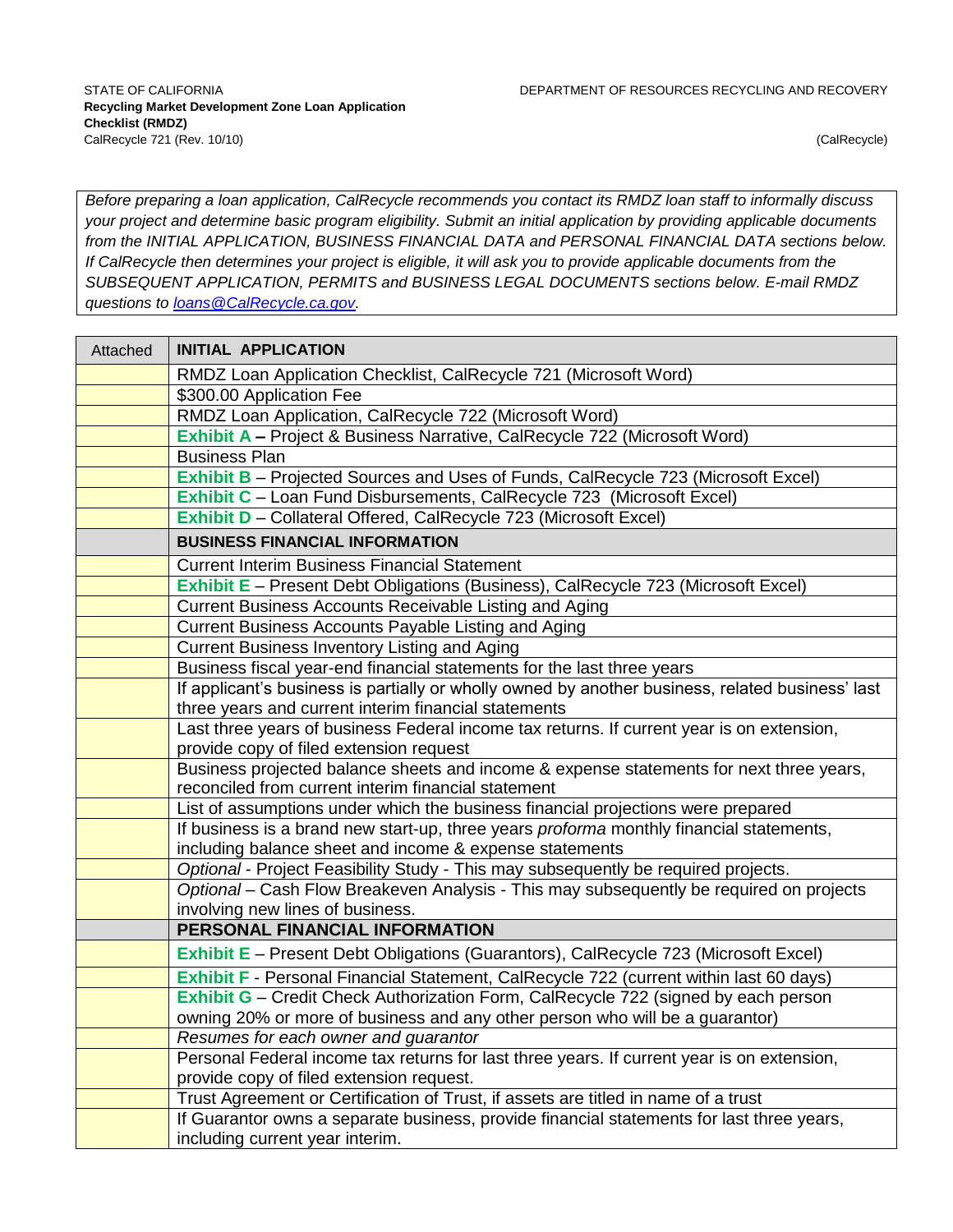STATE OF CALIFORNIA

DEPARTMENT OF RESOURCES RECYCLING AND RECOVERY

**Recycling Market Development Zone Loan Application Checklist (RMDZ)**

CalRecycle 721 (Rev. 10/10)

(CalRecycle)

*Before preparing a loan application, CalRecycle recommends you contact its RMDZ loan staff to informally discuss your project and determine basic program eligibility. Submit an initial application by providing applicable documents from the INITIAL APPLICATION, BUSINESS FINANCIAL DATA and PERSONAL FINANCIAL DATA sections below. If CalRecycle then determines your project is eligible, it will ask you to provide applicable documents from the SUBSEQUENT APPLICATION, PERMITS and BUSINESS LEGAL DOCUMENTS sections below. E-mail RMDZ questions to [loans@CalRecycle.ca.gov](mailto:loans@CalRecycle.ca.gov).*

| Attached | **INITIAL APPLICATION** |
|---|---|
| | RMDZ Loan Application Checklist, CalRecycle 721 (Microsoft Word) |
| | $300.00 Application Fee |
| | RMDZ Loan Application, CalRecycle 722 (Microsoft Word) |
| | **Exhibit A** – Project & Business Narrative, CalRecycle 722 (Microsoft Word) |
| | Business Plan |
| | **Exhibit B** – Projected Sources and Uses of Funds, CalRecycle 723 (Microsoft Excel) |
| | **Exhibit C** – Loan Fund Disbursements, CalRecycle 723 (Microsoft Excel) |
| | **Exhibit D** – Collateral Offered, CalRecycle 723 (Microsoft Excel) |
| | **BUSINESS FINANCIAL INFORMATION** |
| | Current Interim Business Financial Statement |
| | **Exhibit E** – Present Debt Obligations (Business), CalRecycle 723 (Microsoft Excel) |
| | Current Business Accounts Receivable Listing and Aging |
| | Current Business Accounts Payable Listing and Aging |
| | Current Business Inventory Listing and Aging |
| | Business fiscal year-end financial statements for the last three years |
| | If applicant's business is partially or wholly owned by another business, related business' last three years and current interim financial statements |
| | Last three years of business Federal income tax returns. If current year is on extension, provide copy of filed extension request |
| | Business projected balance sheets and income & expense statements for next three years, reconciled from current interim financial statement |
| | List of assumptions under which the business financial projections were prepared |
| | If business is a brand new start-up, three years *proforma* monthly financial statements, including balance sheet and income & expense statements |
| | *Optional* - Project Feasibility Study - This may subsequently be required projects. |
| | *Optional* – Cash Flow Breakeven Analysis - This may subsequently be required on projects involving new lines of business. |
| | **PERSONAL FINANCIAL INFORMATION** |
| | **Exhibit E** – Present Debt Obligations (Guarantors), CalRecycle 723 (Microsoft Excel) |
| | **Exhibit F** - Personal Financial Statement, CalRecycle 722 (current within last 60 days) |
| | **Exhibit G** – Credit Check Authorization Form, CalRecycle 722 (signed by each person owning 20% or more of business and any other person who will be a guarantor) |
| | *Resumes for each owner and guarantor* |
| | Personal Federal income tax returns for last three years. If current year is on extension, provide copy of filed extension request. |
| | Trust Agreement or Certification of Trust, if assets are titled in name of a trust |
| | If Guarantor owns a separate business, provide financial statements for last three years, including current year interim. |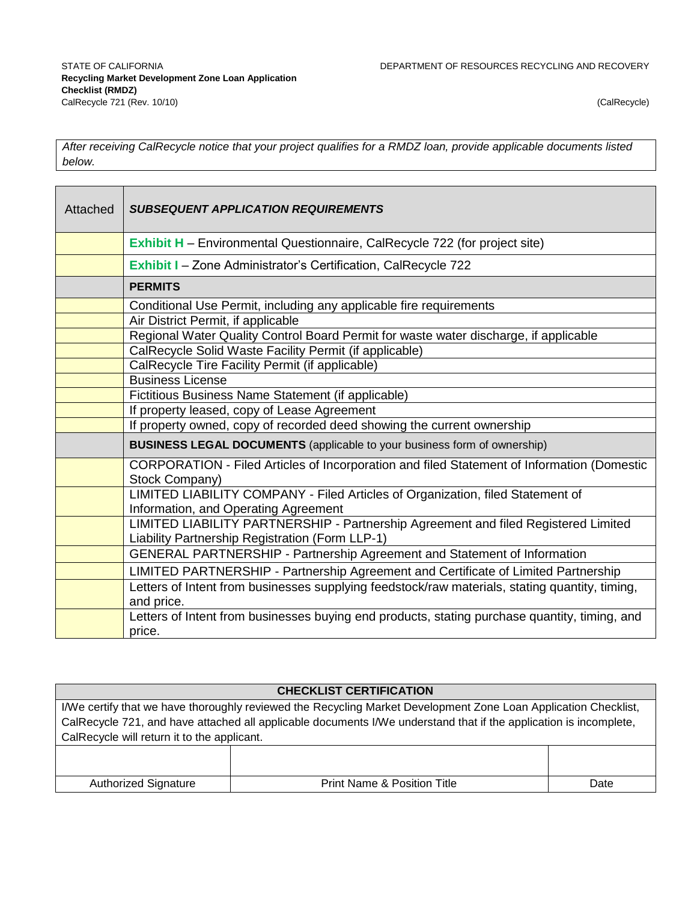STATE OF CALIFORNIA
**Recycling Market Development Zone Loan Application Checklist (RMDZ)**
CalRecycle 721 (Rev. 10/10)

DEPARTMENT OF RESOURCES RECYCLING AND RECOVERY
(CalRecycle)

*After receiving CalRecycle notice that your project qualifies for a RMDZ loan, provide applicable documents listed below.*

| Attached | ***SUBSEQUENT APPLICATION REQUIREMENTS*** |
|---|---|
| | **Exhibit H** – Environmental Questionnaire, CalRecycle 722 (for project site) |
| | **Exhibit I** – Zone Administrator's Certification, CalRecycle 722 |
| | **PERMITS** |
| | Conditional Use Permit, including any applicable fire requirements |
| | Air District Permit, if applicable |
| | Regional Water Quality Control Board Permit for waste water discharge, if applicable |
| | CalRecycle Solid Waste Facility Permit (if applicable) |
| | CalRecycle Tire Facility Permit (if applicable) |
| | Business License |
| | Fictitious Business Name Statement (if applicable) |
| | If property leased, copy of Lease Agreement |
| | If property owned, copy of recorded deed showing the current ownership |
| | **BUSINESS LEGAL DOCUMENTS** (applicable to your business form of ownership) |
| | CORPORATION - Filed Articles of Incorporation and filed Statement of Information (Domestic Stock Company) |
| | LIMITED LIABILITY COMPANY - Filed Articles of Organization, filed Statement of Information, and Operating Agreement |
| | LIMITED LIABILITY PARTNERSHIP - Partnership Agreement and filed Registered Limited Liability Partnership Registration (Form LLP-1) |
| | GENERAL PARTNERSHIP - Partnership Agreement and Statement of Information |
| | LIMITED PARTNERSHIP - Partnership Agreement and Certificate of Limited Partnership |
| | Letters of Intent from businesses supplying feedstock/raw materials, stating quantity, timing, and price. |
| | Letters of Intent from businesses buying end products, stating purchase quantity, timing, and price. |

**CHECKLIST CERTIFICATION**

I/We certify that we have thoroughly reviewed the Recycling Market Development Zone Loan Application Checklist, CalRecycle 721, and have attached all applicable documents I/We understand that if the application is incomplete, CalRecycle will return it to the applicant.

| | | |
|---|---|---|
| | | |
| Authorized Signature | Print Name & Position Title | Date |